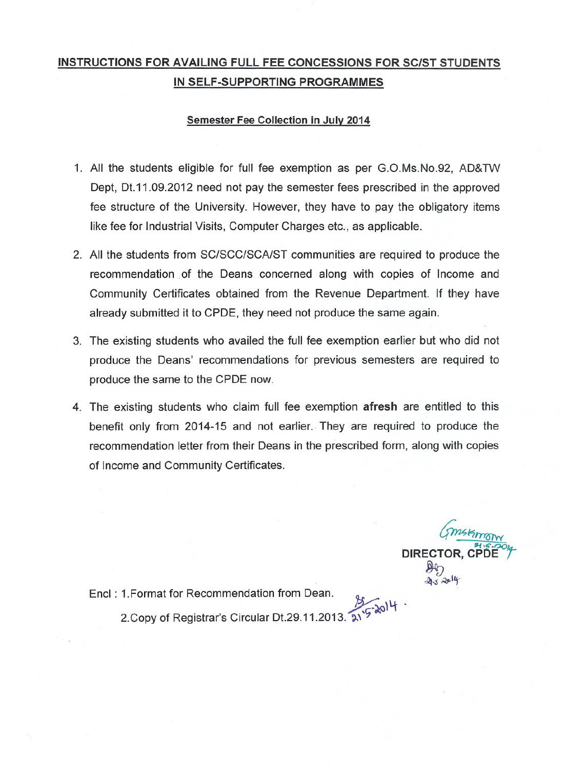## INSTRUCTIONS FOR AVAILING FULL FEE CONCESSIONS FOR SC/ST STUDENTS IN SELF-SUPPORTING PROGRAMMES

### Semester Fee Collection in July 2014

1. All the students eligible for full fee exemption as per G.O.Ms.No.92, AD&TW Dept, Dt.11.09.2012 need not pay the semester fees prescribed in the approved fee structure of the University. However, they have to pay the obligatory items like fee for Industrial Visits, Computer Charges etc., as applicable.

2. All the students from SC/SCC/SCA/ST communities are required to produce the recommendation of the Deans concerned along with copies of Income and Community Certificates obtained from the Revenue Department. If they have already submitted it to CPDE, they need not produce the same again.

3. The existing students who availed the full fee exemption earlier but who did not produce the Deans' recommendations for previous semesters are required to produce the same to the CPDE now.

4. The existing students who claim full fee exemption **afresh** are entitled to this benefit only from 2014-15 and not earlier. They are required to produce the recommendation letter from their Deans in the prescribed form, along with copies of Income and Community Certificates.

21.5.2014

**DIRECTOR, CPDE**

21.5.2014

Encl : 1.Format for Recommendation from Dean.

2.Copy of Registrar's Circular Dt.29.11.2013. 21.5.2014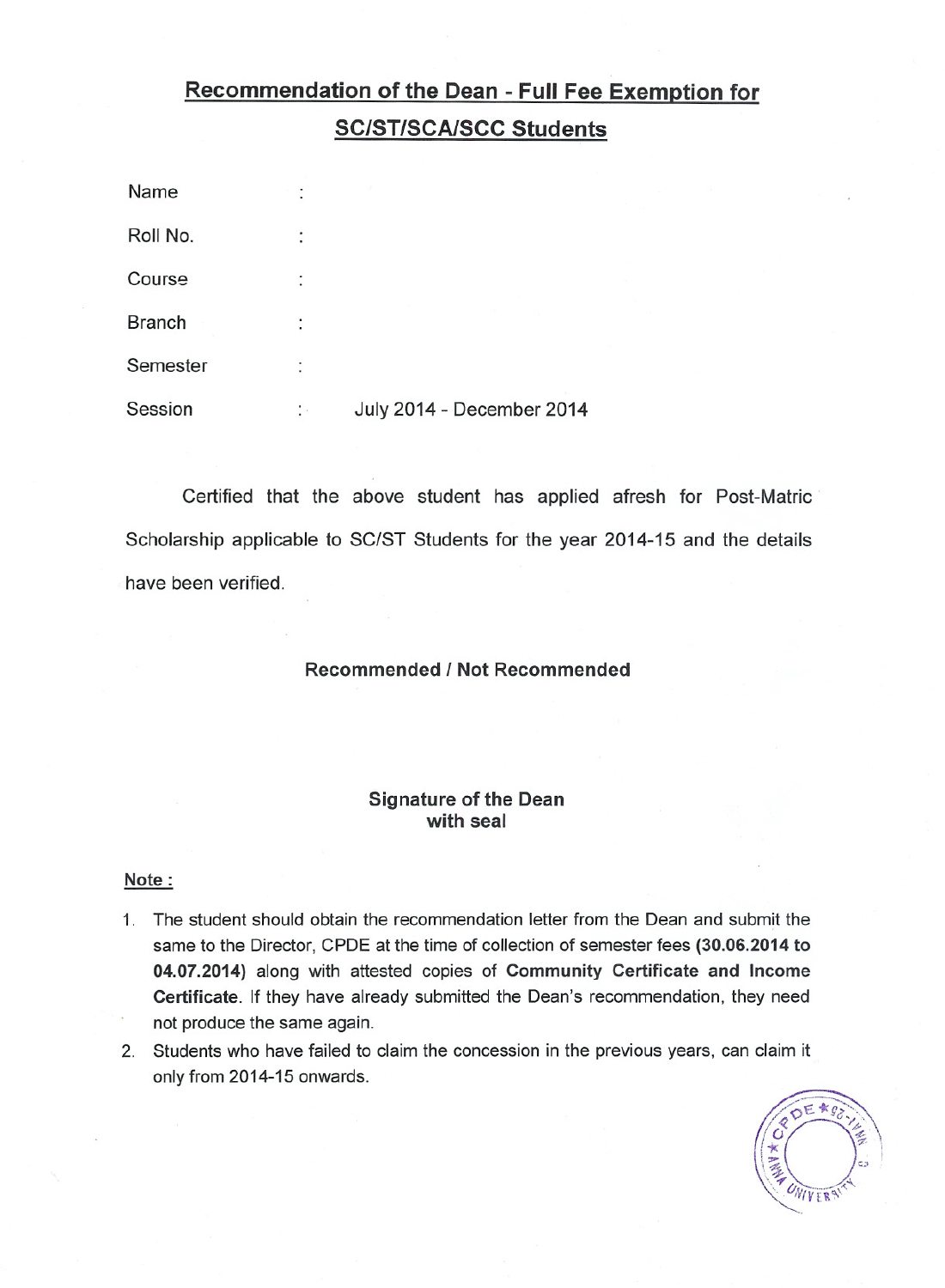# Recommendation of the Dean - Full Fee Exemption for SC/ST/SCA/SCC Students

Name :

Roll No. :

Course :

Branch :

Semester :

Session : July 2014 - December 2014

Certified that the above student has applied afresh for Post-Matric Scholarship applicable to SC/ST Students for the year 2014-15 and the details have been verified.

**Recommended / Not Recommended**

**Signature of the Dean**
**with seal**

**Note :**

1. The student should obtain the recommendation letter from the Dean and submit the same to the Director, CPDE at the time of collection of semester fees **(30.06.2014 to 04.07.2014)** along with attested copies of **Community Certificate and Income Certificate**. If they have already submitted the Dean's recommendation, they need not produce the same again.
2. Students who have failed to claim the concession in the previous years, can claim it only from 2014-15 onwards.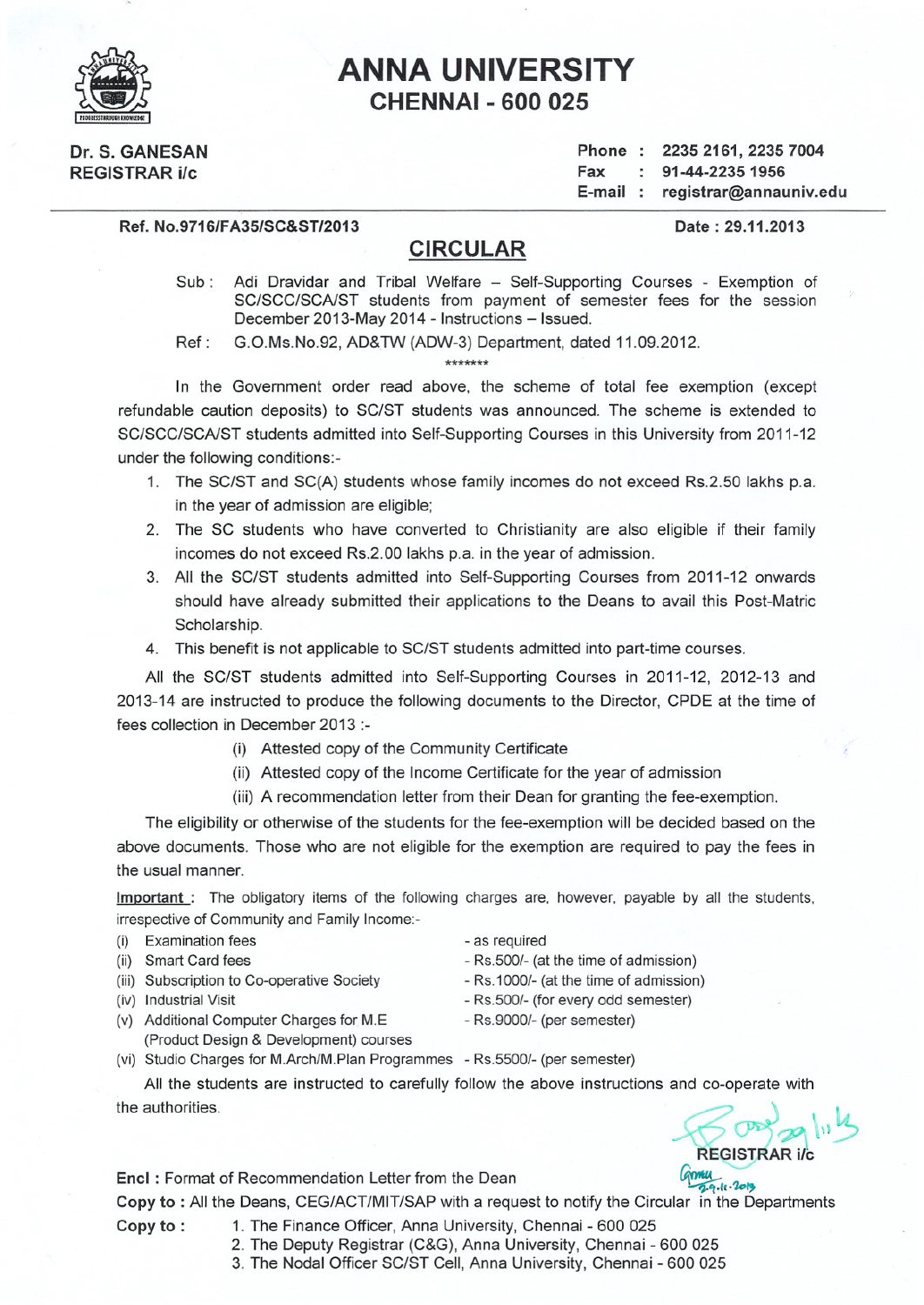# ANNA UNIVERSITY
## CHENNAI - 600 025

**Dr. S. GANESAN**
**REGISTRAR i/c**

Phone : 2235 2161, 2235 7004
Fax : 91-44-2235 1956
E-mail : registrar@annauniv.edu

**Ref. No.9716/FA35/SC&ST/2013** **Date : 29.11.2013**

## CIRCULAR

Sub : Adi Dravidar and Tribal Welfare – Self-Supporting Courses - Exemption of SC/SCC/SCA/ST students from payment of semester fees for the session December 2013-May 2014 - Instructions – Issued.

Ref : G.O.Ms.No.92, AD&TW (ADW-3) Department, dated 11.09.2012.

*******

In the Government order read above, the scheme of total fee exemption (except refundable caution deposits) to SC/ST students was announced. The scheme is extended to SC/SCC/SCA/ST students admitted into Self-Supporting Courses in this University from 2011-12 under the following conditions:-

1. The SC/ST and SC(A) students whose family incomes do not exceed Rs.2.50 lakhs p.a. in the year of admission are eligible;
2. The SC students who have converted to Christianity are also eligible if their family incomes do not exceed Rs.2.00 lakhs p.a. in the year of admission.
3. All the SC/ST students admitted into Self-Supporting Courses from 2011-12 onwards should have already submitted their applications to the Deans to avail this Post-Matric Scholarship.
4. This benefit is not applicable to SC/ST students admitted into part-time courses.

All the SC/ST students admitted into Self-Supporting Courses in 2011-12, 2012-13 and 2013-14 are instructed to produce the following documents to the Director, CPDE at the time of fees collection in December 2013 :-

(i) Attested copy of the Community Certificate
(ii) Attested copy of the Income Certificate for the year of admission
(iii) A recommendation letter from their Dean for granting the fee-exemption.

The eligibility or otherwise of the students for the fee-exemption will be decided based on the above documents. Those who are not eligible for the exemption are required to pay the fees in the usual manner.

**Important :** The obligatory items of the following charges are, however, payable by all the students, irrespective of Community and Family Income:-

| | |
|---|---|
| (i) Examination fees | - as required |
| (ii) Smart Card fees | - Rs.500/- (at the time of admission) |
| (iii) Subscription to Co-operative Society | - Rs.1000/- (at the time of admission) |
| (iv) Industrial Visit | - Rs.500/- (for every odd semester) |
| (v) Additional Computer Charges for M.E (Product Design & Development) courses | - Rs.9000/- (per semester) |
| (vi) Studio Charges for M.Arch/M.Plan Programmes | - Rs.5500/- (per semester) |

All the students are instructed to carefully follow the above instructions and co-operate with the authorities.

REGISTRAR i/c

**Encl :** Format of Recommendation Letter from the Dean

**Copy to :** All the Deans, CEG/ACT/MIT/SAP with a request to notify the Circular in the Departments

**Copy to :**
1. The Finance Officer, Anna University, Chennai - 600 025
2. The Deputy Registrar (C&G), Anna University, Chennai - 600 025
3. The Nodal Officer SC/ST Cell, Anna University, Chennai - 600 025